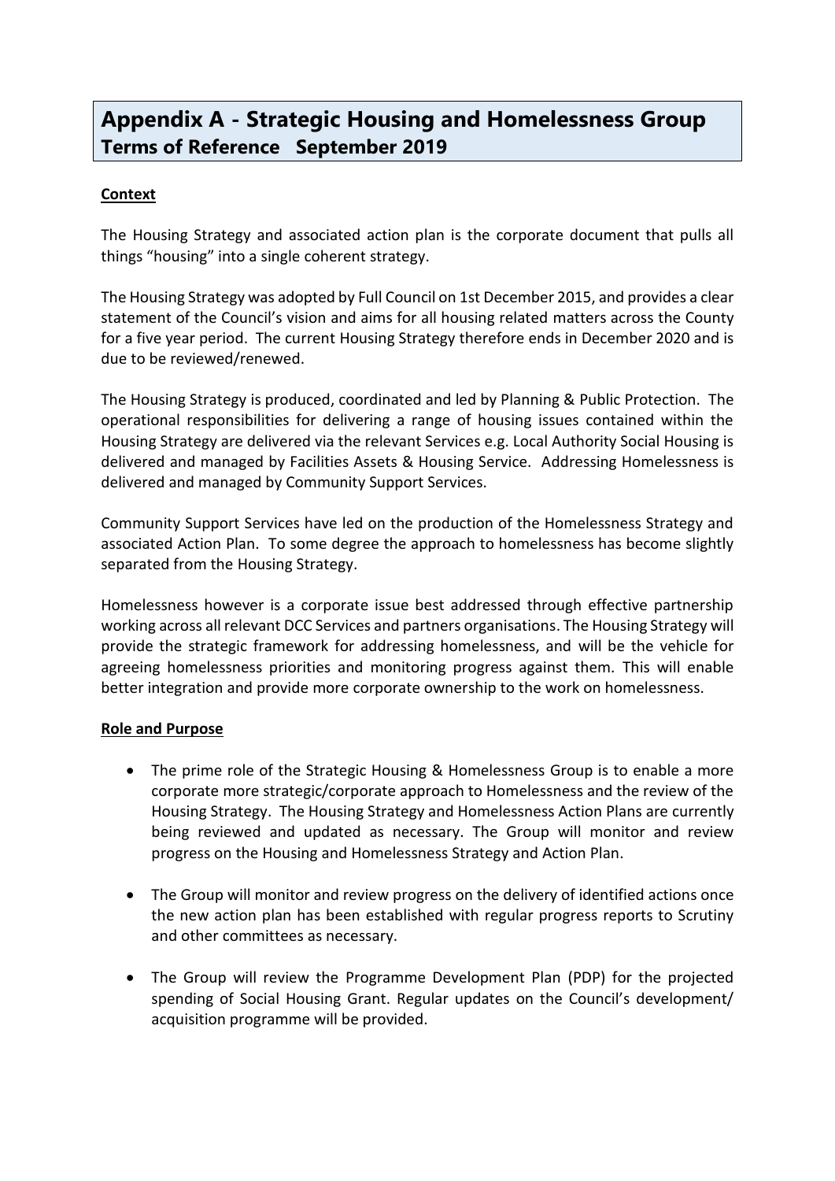# Appendix A - Strategic Housing and Homelessness Group
## Terms of Reference   September 2019

**Context**

The Housing Strategy and associated action plan is the corporate document that pulls all things "housing" into a single coherent strategy.

The Housing Strategy was adopted by Full Council on 1st December 2015, and provides a clear statement of the Council's vision and aims for all housing related matters across the County for a five year period. The current Housing Strategy therefore ends in December 2020 and is due to be reviewed/renewed.

The Housing Strategy is produced, coordinated and led by Planning & Public Protection. The operational responsibilities for delivering a range of housing issues contained within the Housing Strategy are delivered via the relevant Services e.g. Local Authority Social Housing is delivered and managed by Facilities Assets & Housing Service. Addressing Homelessness is delivered and managed by Community Support Services.

Community Support Services have led on the production of the Homelessness Strategy and associated Action Plan. To some degree the approach to homelessness has become slightly separated from the Housing Strategy.

Homelessness however is a corporate issue best addressed through effective partnership working across all relevant DCC Services and partners organisations. The Housing Strategy will provide the strategic framework for addressing homelessness, and will be the vehicle for agreeing homelessness priorities and monitoring progress against them. This will enable better integration and provide more corporate ownership to the work on homelessness.

**Role and Purpose**

- The prime role of the Strategic Housing & Homelessness Group is to enable a more corporate more strategic/corporate approach to Homelessness and the review of the Housing Strategy. The Housing Strategy and Homelessness Action Plans are currently being reviewed and updated as necessary. The Group will monitor and review progress on the Housing and Homelessness Strategy and Action Plan.

- The Group will monitor and review progress on the delivery of identified actions once the new action plan has been established with regular progress reports to Scrutiny and other committees as necessary.

- The Group will review the Programme Development Plan (PDP) for the projected spending of Social Housing Grant. Regular updates on the Council's development/ acquisition programme will be provided.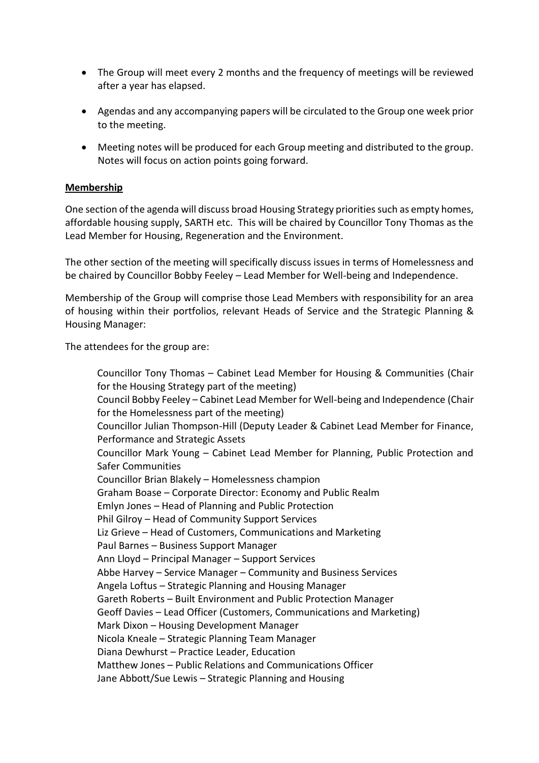- The Group will meet every 2 months and the frequency of meetings will be reviewed after a year has elapsed.

- Agendas and any accompanying papers will be circulated to the Group one week prior to the meeting.

- Meeting notes will be produced for each Group meeting and distributed to the group. Notes will focus on action points going forward.

**Membership**

One section of the agenda will discuss broad Housing Strategy priorities such as empty homes, affordable housing supply, SARTH etc. This will be chaired by Councillor Tony Thomas as the Lead Member for Housing, Regeneration and the Environment.

The other section of the meeting will specifically discuss issues in terms of Homelessness and be chaired by Councillor Bobby Feeley – Lead Member for Well-being and Independence.

Membership of the Group will comprise those Lead Members with responsibility for an area of housing within their portfolios, relevant Heads of Service and the Strategic Planning & Housing Manager:

The attendees for the group are:

Councillor Tony Thomas – Cabinet Lead Member for Housing & Communities (Chair for the Housing Strategy part of the meeting)
Council Bobby Feeley – Cabinet Lead Member for Well-being and Independence (Chair for the Homelessness part of the meeting)
Councillor Julian Thompson-Hill (Deputy Leader & Cabinet Lead Member for Finance, Performance and Strategic Assets
Councillor Mark Young – Cabinet Lead Member for Planning, Public Protection and Safer Communities
Councillor Brian Blakely – Homelessness champion
Graham Boase – Corporate Director: Economy and Public Realm
Emlyn Jones – Head of Planning and Public Protection
Phil Gilroy – Head of Community Support Services
Liz Grieve – Head of Customers, Communications and Marketing
Paul Barnes – Business Support Manager
Ann Lloyd – Principal Manager – Support Services
Abbe Harvey – Service Manager – Community and Business Services
Angela Loftus – Strategic Planning and Housing Manager
Gareth Roberts – Built Environment and Public Protection Manager
Geoff Davies – Lead Officer (Customers, Communications and Marketing)
Mark Dixon – Housing Development Manager
Nicola Kneale – Strategic Planning Team Manager
Diana Dewhurst – Practice Leader, Education
Matthew Jones – Public Relations and Communications Officer
Jane Abbott/Sue Lewis – Strategic Planning and Housing